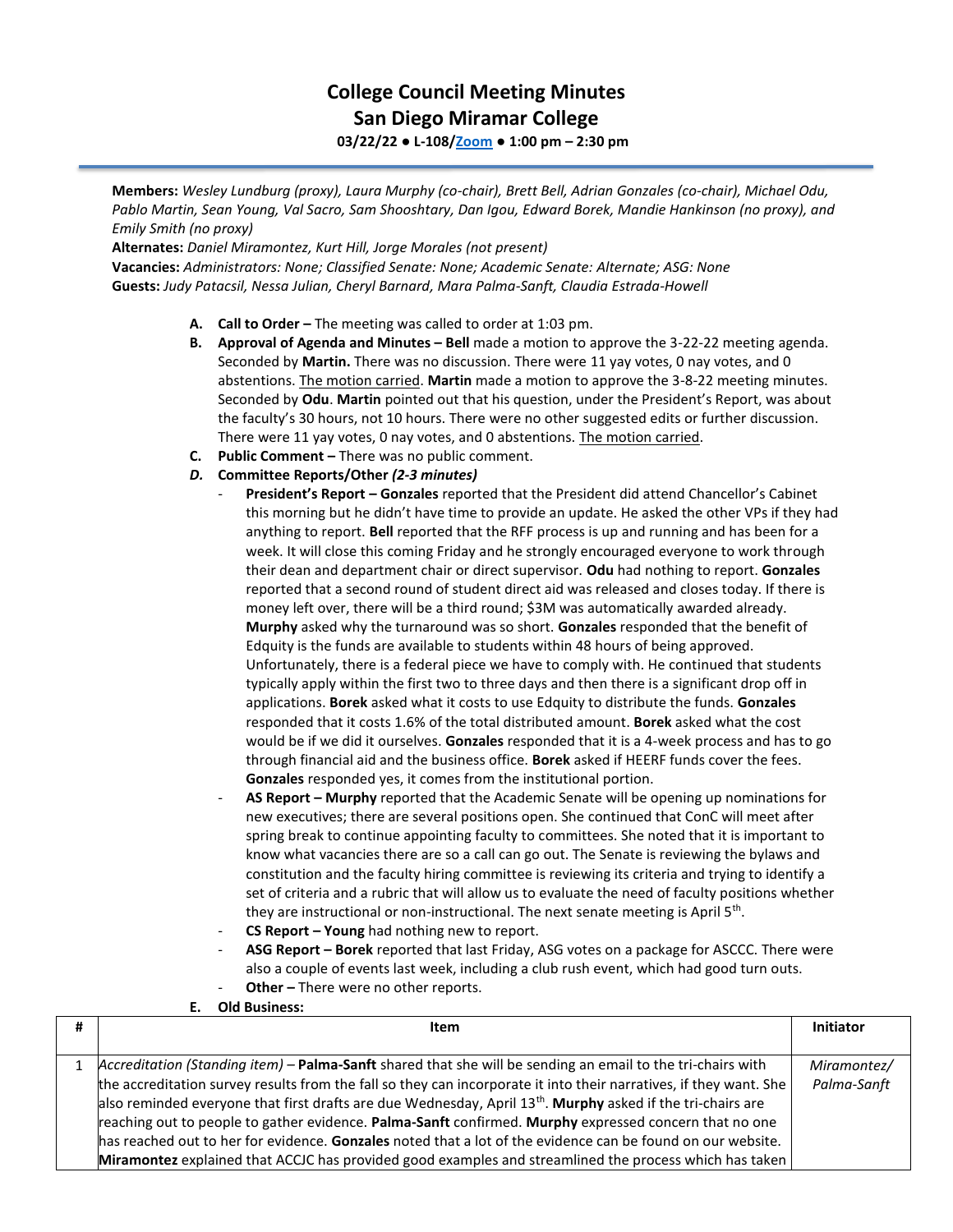# College Council Meeting Minutes
# San Diego Miramar College

**03/22/22 ● L-108/Zoom ● 1:00 pm – 2:30 pm**

**Members:** *Wesley Lundburg (proxy), Laura Murphy (co-chair), Brett Bell, Adrian Gonzales (co-chair), Michael Odu, Pablo Martin, Sean Young, Val Sacro, Sam Shooshtary, Dan Igou, Edward Borek, Mandie Hankinson (no proxy), and Emily Smith (no proxy)*
**Alternates:** *Daniel Miramontez, Kurt Hill, Jorge Morales (not present)*
**Vacancies:** *Administrators: None; Classified Senate: None; Academic Senate: Alternate; ASG: None*
**Guests:** *Judy Patacsil, Nessa Julian, Cheryl Barnard, Mara Palma-Sanft, Claudia Estrada-Howell*

**A. Call to Order –** The meeting was called to order at 1:03 pm.

**B. Approval of Agenda and Minutes – Bell** made a motion to approve the 3-22-22 meeting agenda. Seconded by **Martin.** There was no discussion. There were 11 yay votes, 0 nay votes, and 0 abstentions. The motion carried. **Martin** made a motion to approve the 3-8-22 meeting minutes. Seconded by **Odu**. **Martin** pointed out that his question, under the President's Report, was about the faculty's 30 hours, not 10 hours. There were no other suggested edits or further discussion. There were 11 yay votes, 0 nay votes, and 0 abstentions. The motion carried.

**C. Public Comment –** There was no public comment.

***D. Committee Reports/Other (2-3 minutes)***

- **President's Report – Gonzales** reported that the President did attend Chancellor's Cabinet this morning but he didn't have time to provide an update. He asked the other VPs if they had anything to report. **Bell** reported that the RFF process is up and running and has been for a week. It will close this coming Friday and he strongly encouraged everyone to work through their dean and department chair or direct supervisor. **Odu** had nothing to report. **Gonzales** reported that a second round of student direct aid was released and closes today. If there is money left over, there will be a third round; $3M was automatically awarded already. **Murphy** asked why the turnaround was so short. **Gonzales** responded that the benefit of Edquity is the funds are available to students within 48 hours of being approved. Unfortunately, there is a federal piece we have to comply with. He continued that students typically apply within the first two to three days and then there is a significant drop off in applications. **Borek** asked what it costs to use Edquity to distribute the funds. **Gonzales** responded that it costs 1.6% of the total distributed amount. **Borek** asked what the cost would be if we did it ourselves. **Gonzales** responded that it is a 4-week process and has to go through financial aid and the business office. **Borek** asked if HEERF funds cover the fees. **Gonzales** responded yes, it comes from the institutional portion.
- **AS Report – Murphy** reported that the Academic Senate will be opening up nominations for new executives; there are several positions open. She continued that ConC will meet after spring break to continue appointing faculty to committees. She noted that it is important to know what vacancies there are so a call can go out. The Senate is reviewing the bylaws and constitution and the faculty hiring committee is reviewing its criteria and trying to identify a set of criteria and a rubric that will allow us to evaluate the need of faculty positions whether they are instructional or non-instructional. The next senate meeting is April 5th.
- **CS Report – Young** had nothing new to report.
- **ASG Report – Borek** reported that last Friday, ASG votes on a package for ASCCC. There were also a couple of events last week, including a club rush event, which had good turn outs.
- **Other –** There were no other reports.

**E. Old Business:**

| # | Item | Initiator |
|---|---|---|
| 1 | *Accreditation (Standing item)* – **Palma-Sanft** shared that she will be sending an email to the tri-chairs with the accreditation survey results from the fall so they can incorporate it into their narratives, if they want. She also reminded everyone that first drafts are due Wednesday, April 13th. **Murphy** asked if the tri-chairs are reaching out to people to gather evidence. **Palma-Sanft** confirmed. **Murphy** expressed concern that no one has reached out to her for evidence. **Gonzales** noted that a lot of the evidence can be found on our website. **Miramontez** explained that ACCJC has provided good examples and streamlined the process which has taken | *Miramontez/ Palma-Sanft* |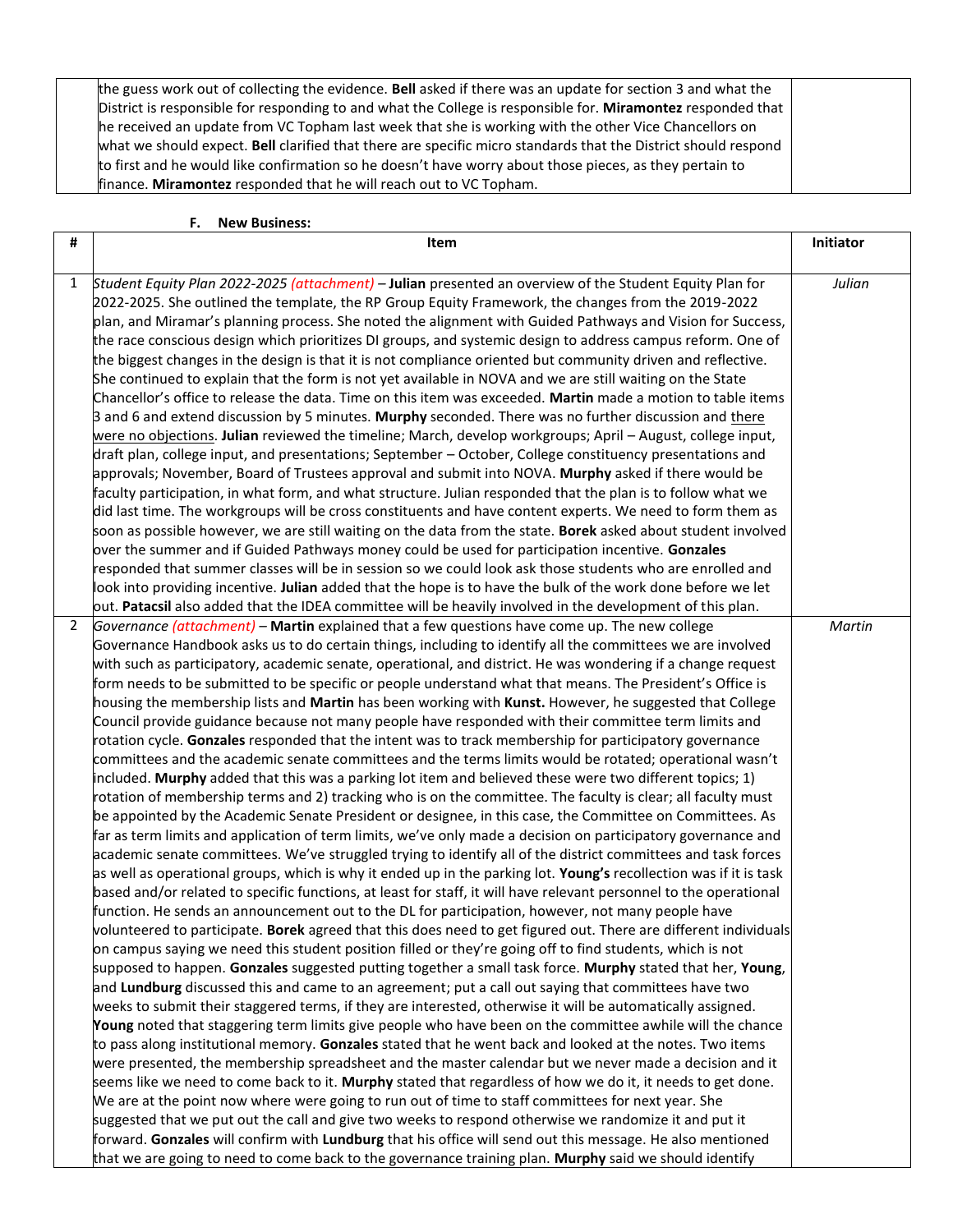| | | |
|---|---|---|
| | the guess work out of collecting the evidence. **Bell** asked if there was an update for section 3 and what the District is responsible for responding to and what the College is responsible for. **Miramontez** responded that he received an update from VC Topham last week that she is working with the other Vice Chancellors on what we should expect. **Bell** clarified that there are specific micro standards that the District should respond to first and he would like confirmation so he doesn't have worry about those pieces, as they pertain to finance. **Miramontez** responded that he will reach out to VC Topham. | |

**F. New Business:**

| # | Item | Initiator |
|---|---|---|
| 1 | *Student Equity Plan 2022-2025 (attachment)* – **Julian** presented an overview of the Student Equity Plan for 2022-2025. She outlined the template, the RP Group Equity Framework, the changes from the 2019-2022 plan, and Miramar's planning process. She noted the alignment with Guided Pathways and Vision for Success, the race conscious design which prioritizes DI groups, and systemic design to address campus reform. One of the biggest changes in the design is that it is not compliance oriented but community driven and reflective. She continued to explain that the form is not yet available in NOVA and we are still waiting on the State Chancellor's office to release the data. Time on this item was exceeded. **Martin** made a motion to table items 3 and 6 and extend discussion by 5 minutes. **Murphy** seconded. There was no further discussion and there were no objections. **Julian** reviewed the timeline; March, develop workgroups; April – August, college input, draft plan, college input, and presentations; September – October, College constituency presentations and approvals; November, Board of Trustees approval and submit into NOVA. **Murphy** asked if there would be faculty participation, in what form, and what structure. Julian responded that the plan is to follow what we did last time. The workgroups will be cross constituents and have content experts. We need to form them as soon as possible however, we are still waiting on the data from the state. **Borek** asked about student involved over the summer and if Guided Pathways money could be used for participation incentive. **Gonzales** responded that summer classes will be in session so we could look ask those students who are enrolled and look into providing incentive. **Julian** added that the hope is to have the bulk of the work done before we let out. **Patacsil** also added that the IDEA committee will be heavily involved in the development of this plan. | *Julian* |
| 2 | *Governance (attachment)* – **Martin** explained that a few questions have come up. The new college Governance Handbook asks us to do certain things, including to identify all the committees we are involved with such as participatory, academic senate, operational, and district. He was wondering if a change request form needs to be submitted to be specific or people understand what that means. The President's Office is housing the membership lists and **Martin** has been working with **Kunst.** However, he suggested that College Council provide guidance because not many people have responded with their committee term limits and rotation cycle. **Gonzales** responded that the intent was to track membership for participatory governance committees and the academic senate committees and the terms limits would be rotated; operational wasn't included. **Murphy** added that this was a parking lot item and believed these were two different topics; 1) rotation of membership terms and 2) tracking who is on the committee. The faculty is clear; all faculty must be appointed by the Academic Senate President or designee, in this case, the Committee on Committees. As far as term limits and application of term limits, we've only made a decision on participatory governance and academic senate committees. We've struggled trying to identify all of the district committees and task forces as well as operational groups, which is why it ended up in the parking lot. **Young's** recollection was if it is task based and/or related to specific functions, at least for staff, it will have relevant personnel to the operational function. He sends an announcement out to the DL for participation, however, not many people have volunteered to participate. **Borek** agreed that this does need to get figured out. There are different individuals on campus saying we need this student position filled or they're going off to find students, which is not supposed to happen. **Gonzales** suggested putting together a small task force. **Murphy** stated that her, **Young**, and **Lundburg** discussed this and came to an agreement; put a call out saying that committees have two weeks to submit their staggered terms, if they are interested, otherwise it will be automatically assigned. **Young** noted that staggering term limits give people who have been on the committee awhile will the chance to pass along institutional memory. **Gonzales** stated that he went back and looked at the notes. Two items were presented, the membership spreadsheet and the master calendar but we never made a decision and it seems like we need to come back to it. **Murphy** stated that regardless of how we do it, it needs to get done. We are at the point now where were going to run out of time to staff committees for next year. She suggested that we put out the call and give two weeks to respond otherwise we randomize it and put it forward. **Gonzales** will confirm with **Lundburg** that his office will send out this message. He also mentioned that we are going to need to come back to the governance training plan. **Murphy** said we should identify | *Martin* |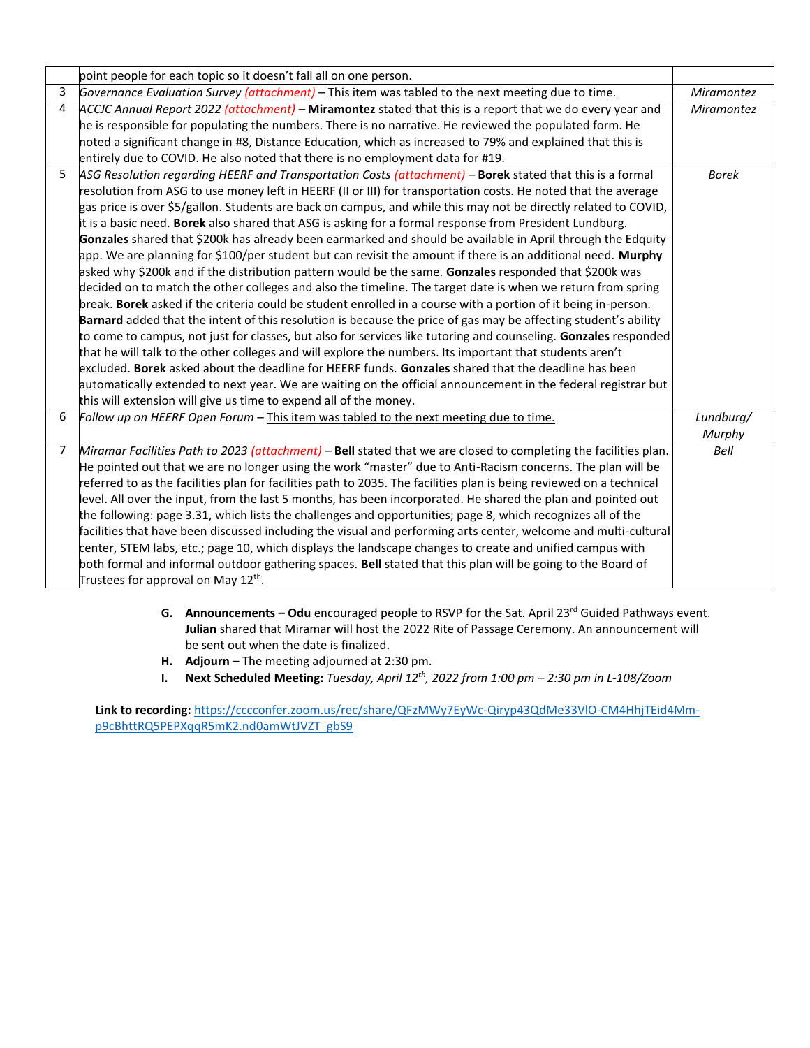| | | |
|---|---|---|
| | point people for each topic so it doesn't fall all on one person. | |
| 3 | *Governance Evaluation Survey (attachment)* – This item was tabled to the next meeting due to time. | *Miramontez* |
| 4 | *ACCJC Annual Report 2022 (attachment)* – **Miramontez** stated that this is a report that we do every year and he is responsible for populating the numbers. There is no narrative. He reviewed the populated form. He noted a significant change in #8, Distance Education, which as increased to 79% and explained that this is entirely due to COVID. He also noted that there is no employment data for #19. | *Miramontez* |
| 5 | *ASG Resolution regarding HEERF and Transportation Costs (attachment)* – **Borek** stated that this is a formal resolution from ASG to use money left in HEERF (II or III) for transportation costs. He noted that the average gas price is over $5/gallon. Students are back on campus, and while this may not be directly related to COVID, it is a basic need. **Borek** also shared that ASG is asking for a formal response from President Lundburg. **Gonzales** shared that $200k has already been earmarked and should be available in April through the Edquity app. We are planning for $100/per student but can revisit the amount if there is an additional need. **Murphy** asked why $200k and if the distribution pattern would be the same. **Gonzales** responded that $200k was decided on to match the other colleges and also the timeline. The target date is when we return from spring break. **Borek** asked if the criteria could be student enrolled in a course with a portion of it being in-person. **Barnard** added that the intent of this resolution is because the price of gas may be affecting student's ability to come to campus, not just for classes, but also for services like tutoring and counseling. **Gonzales** responded that he will talk to the other colleges and will explore the numbers. Its important that students aren't excluded. **Borek** asked about the deadline for HEERF funds. **Gonzales** shared that the deadline has been automatically extended to next year. We are waiting on the official announcement in the federal registrar but this will extension will give us time to expend all of the money. | *Borek* |
| 6 | *Follow up on HEERF Open Forum* – This item was tabled to the next meeting due to time. | *Lundburg/ Murphy* |
| 7 | *Miramar Facilities Path to 2023 (attachment)* – **Bell** stated that we are closed to completing the facilities plan. He pointed out that we are no longer using the work "master" due to Anti-Racism concerns. The plan will be referred to as the facilities plan for facilities path to 2035. The facilities plan is being reviewed on a technical level. All over the input, from the last 5 months, has been incorporated. He shared the plan and pointed out the following: page 3.31, which lists the challenges and opportunities; page 8, which recognizes all of the facilities that have been discussed including the visual and performing arts center, welcome and multi-cultural center, STEM labs, etc.; page 10, which displays the landscape changes to create and unified campus with both formal and informal outdoor gathering spaces. **Bell** stated that this plan will be going to the Board of Trustees for approval on May 12th. | *Bell* |

**G. Announcements – Odu** encouraged people to RSVP for the Sat. April 23rd Guided Pathways event. **Julian** shared that Miramar will host the 2022 Rite of Passage Ceremony. An announcement will be sent out when the date is finalized.

**H. Adjourn –** The meeting adjourned at 2:30 pm.

**I. Next Scheduled Meeting:** *Tuesday, April 12th, 2022 from 1:00 pm – 2:30 pm in L-108/Zoom*

**Link to recording:** https://cccconfer.zoom.us/rec/share/QFzMWy7EyWc-Qiryp43QdMe33VlO-CM4HhjTEid4Mm-p9cBhttRQ5PEPXqqR5mK2.nd0amWtJVZT_gbS9